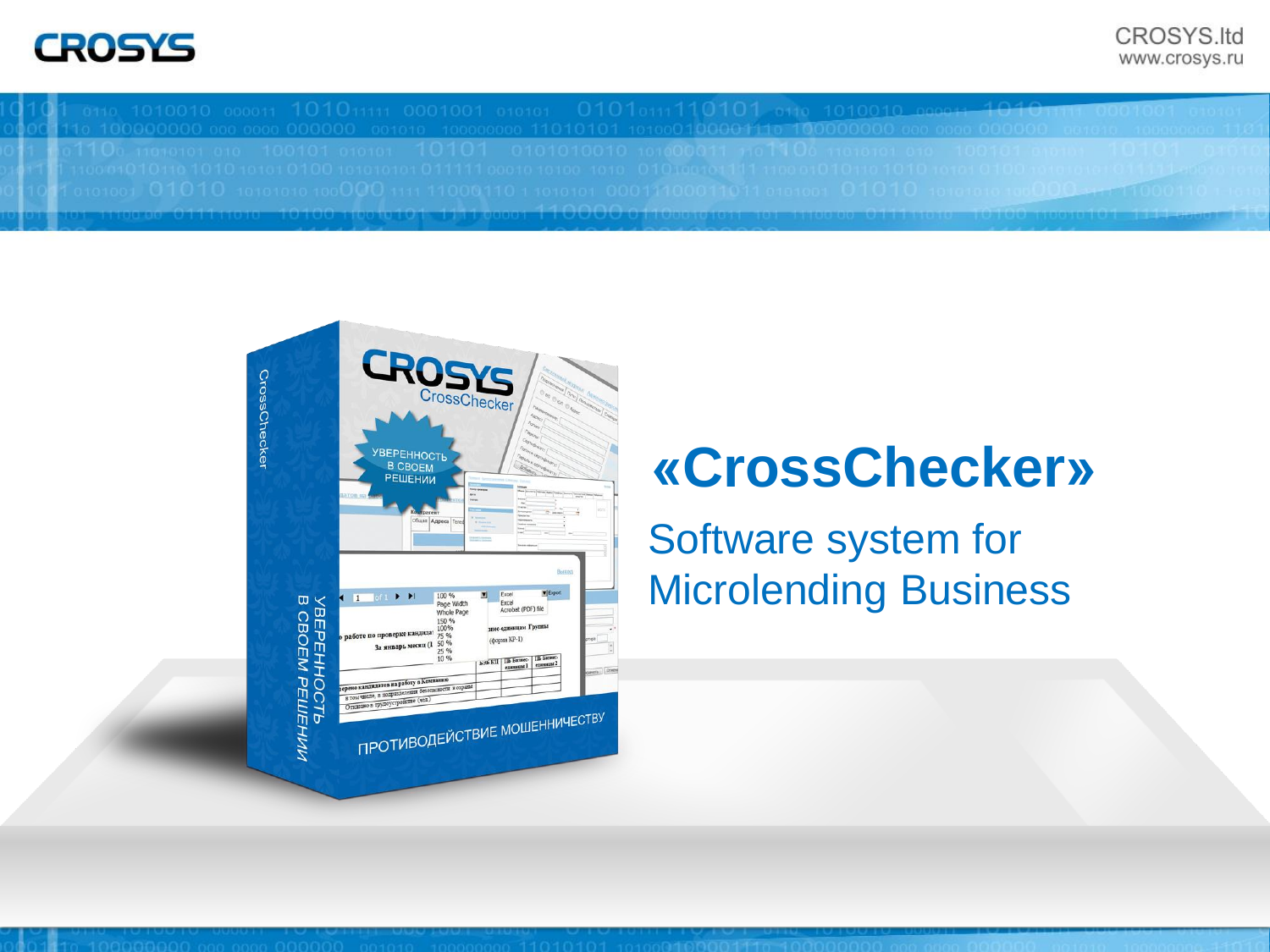CROSYS.ltd
www.crosys.ru

# «CrossChecker»

## Software system for Microlending Business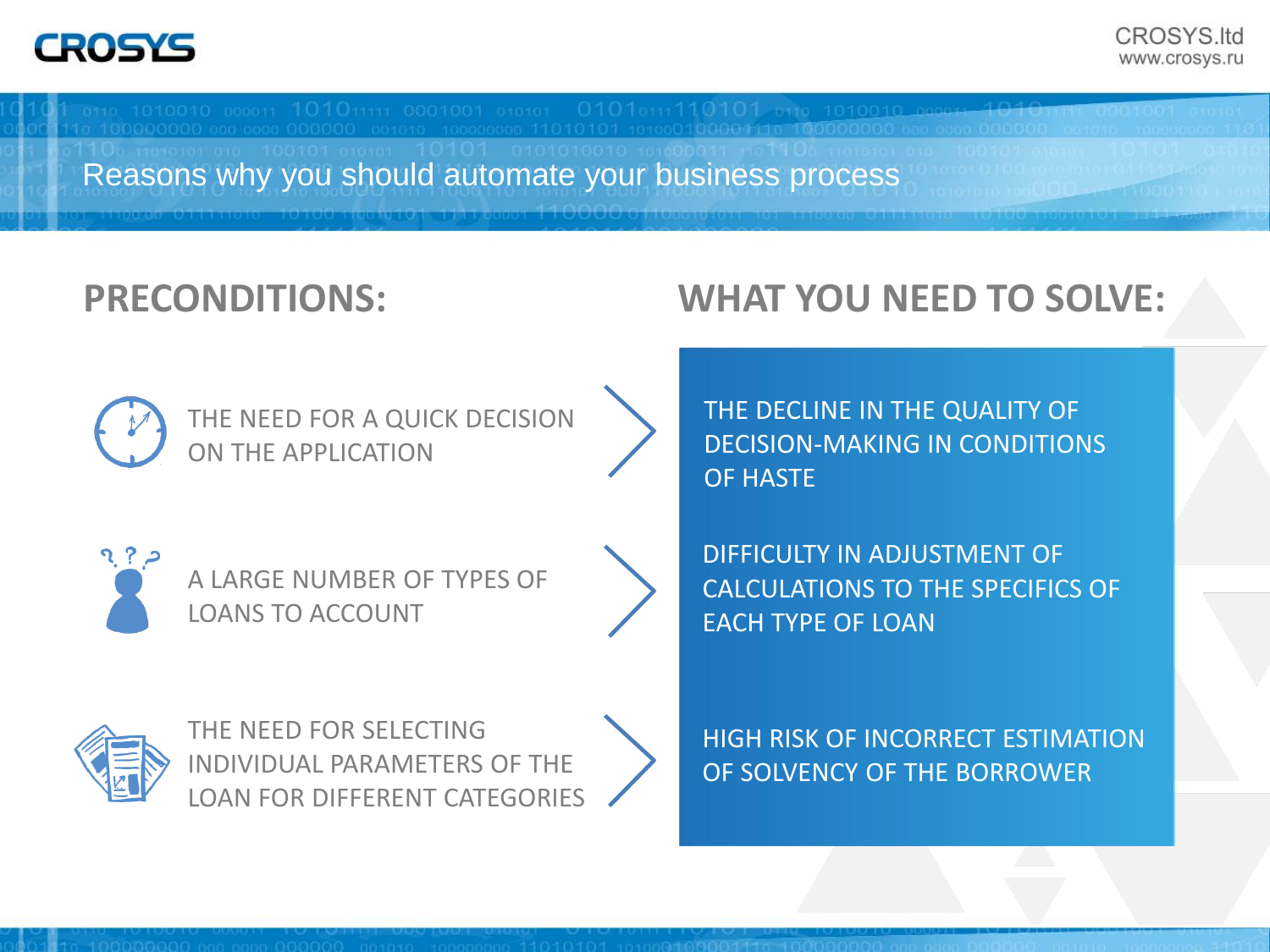# Reasons why you should automate your business process

## PRECONDITIONS:

- THE NEED FOR A QUICK DECISION ON THE APPLICATION
- A LARGE NUMBER OF TYPES OF LOANS TO ACCOUNT
- THE NEED FOR SELECTING INDIVIDUAL PARAMETERS OF THE LOAN FOR DIFFERENT CATEGORIES

## WHAT YOU NEED TO SOLVE:

- THE DECLINE IN THE QUALITY OF DECISION-MAKING IN CONDITIONS OF HASTE
- DIFFICULTY IN ADJUSTMENT OF CALCULATIONS TO THE SPECIFICS OF EACH TYPE OF LOAN
- HIGH RISK OF INCORRECT ESTIMATION OF SOLVENCY OF THE BORROWER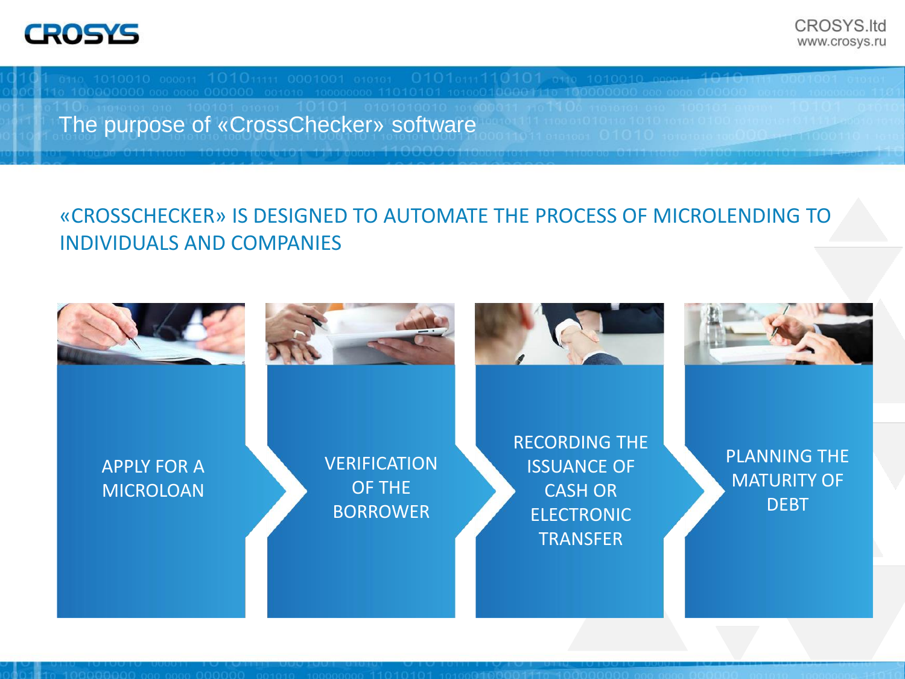# The purpose of «CrossChecker» software

«CROSSCHECKER» IS DESIGNED TO AUTOMATE THE PROCESS OF MICROLENDING TO INDIVIDUALS AND COMPANIES

1. APPLY FOR A MICROLOAN
2. VERIFICATION OF THE BORROWER
3. RECORDING THE ISSUANCE OF CASH OR ELECTRONIC TRANSFER
4. PLANNING THE MATURITY OF DEBT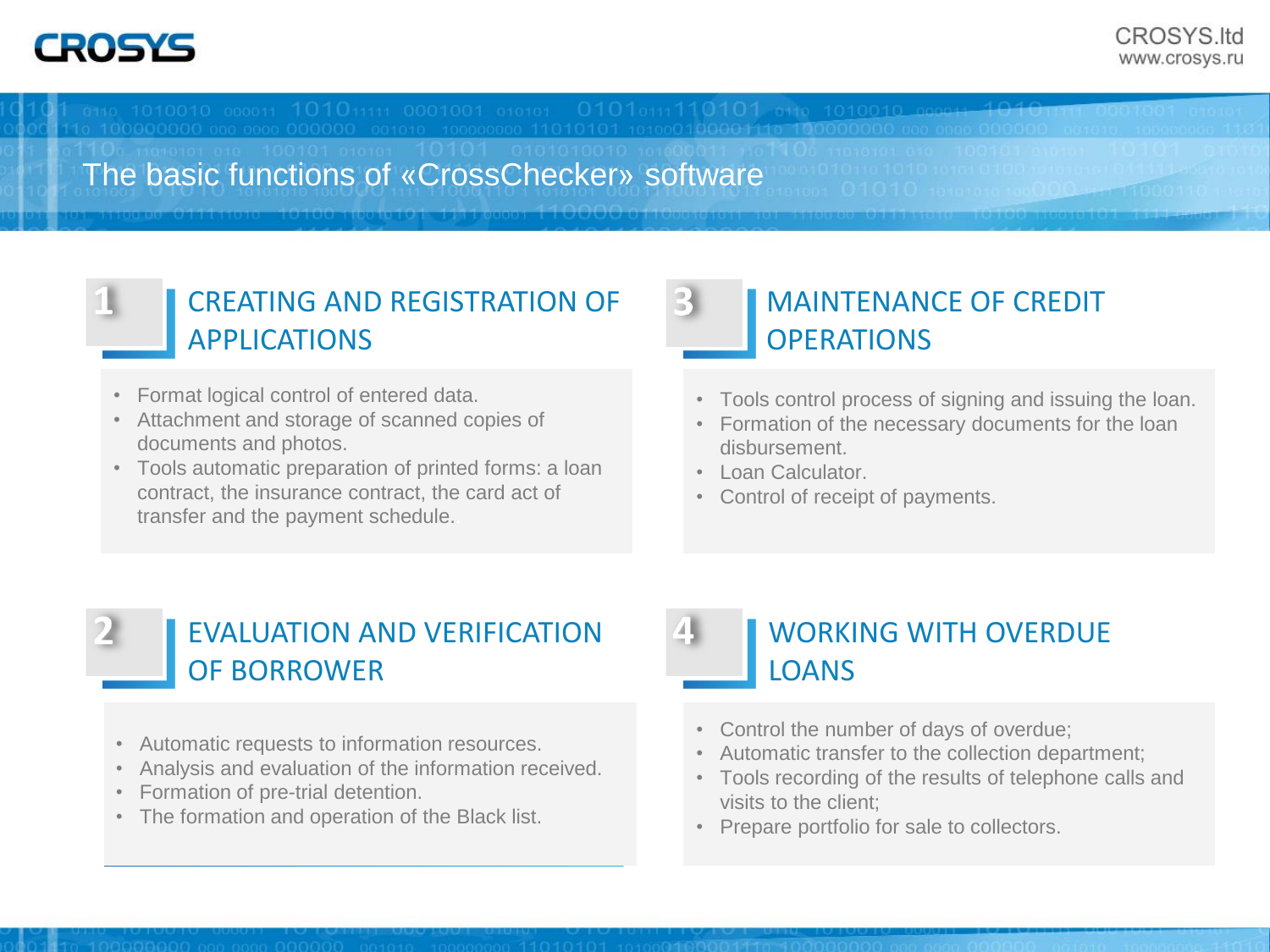# The basic functions of «CrossChecker» software

## 1 CREATING AND REGISTRATION OF APPLICATIONS

- Format logical control of entered data.
- Attachment and storage of scanned copies of documents and photos.
- Tools automatic preparation of printed forms: a loan contract, the insurance contract, the card act of transfer and the payment schedule.

## 2 EVALUATION AND VERIFICATION OF BORROWER

- Automatic requests to information resources.
- Analysis and evaluation of the information received.
- Formation of pre-trial detention.
- The formation and operation of the Black list.

## 3 MAINTENANCE OF CREDIT OPERATIONS

- Tools control process of signing and issuing the loan.
- Formation of the necessary documents for the loan disbursement.
- Loan Calculator.
- Control of receipt of payments.

## 4 WORKING WITH OVERDUE LOANS

- Control the number of days of overdue;
- Automatic transfer to the collection department;
- Tools recording of the results of telephone calls and visits to the client;
- Prepare portfolio for sale to collectors.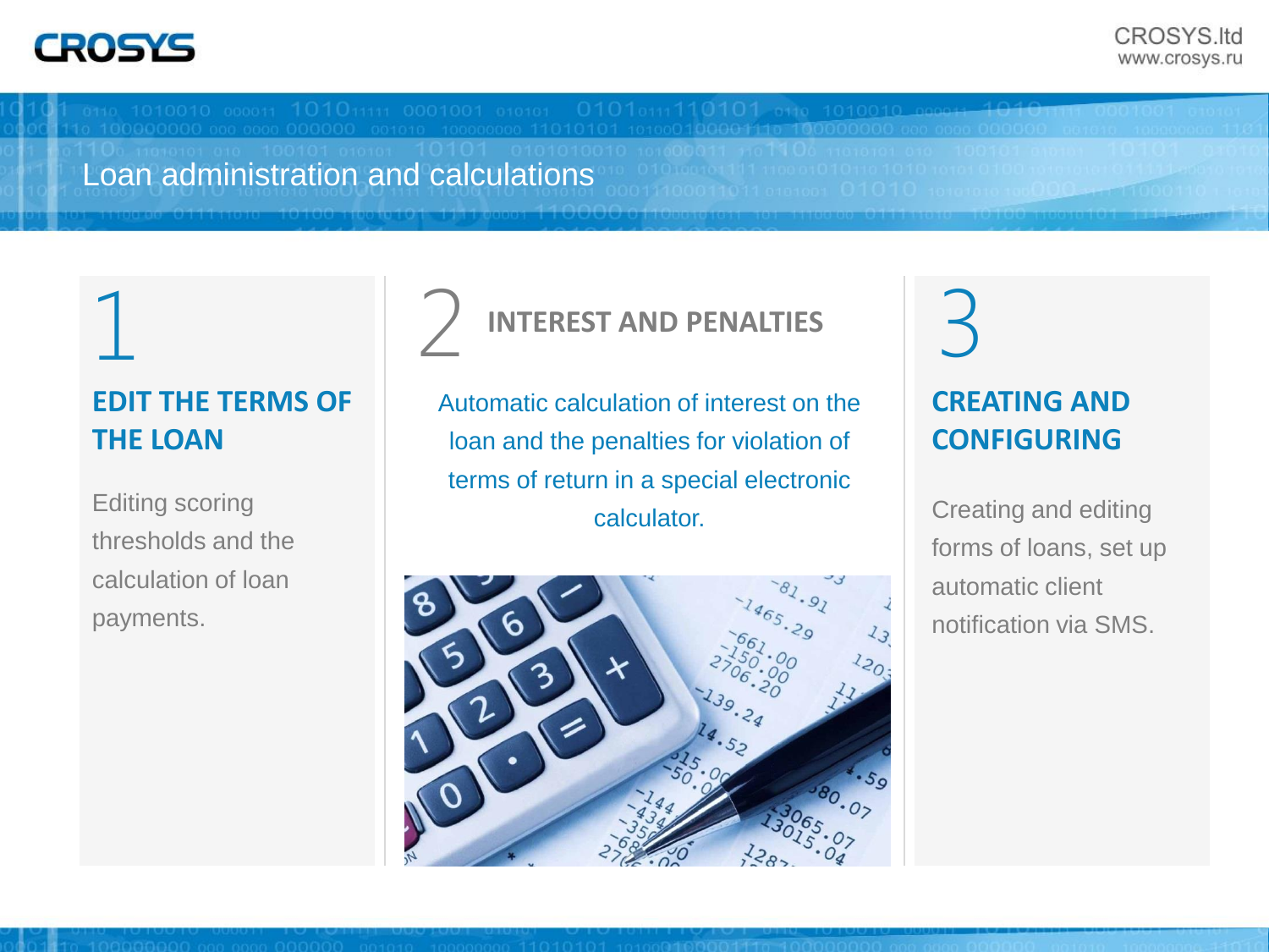# Loan administration and calculations

## 1

### EDIT THE TERMS OF THE LOAN

Editing scoring thresholds and the calculation of loan payments.

## 2 INTEREST AND PENALTIES

Automatic calculation of interest on the loan and the penalties for violation of terms of return in a special electronic calculator.

## 3

### CREATING AND CONFIGURING

Creating and editing forms of loans, set up automatic client notification via SMS.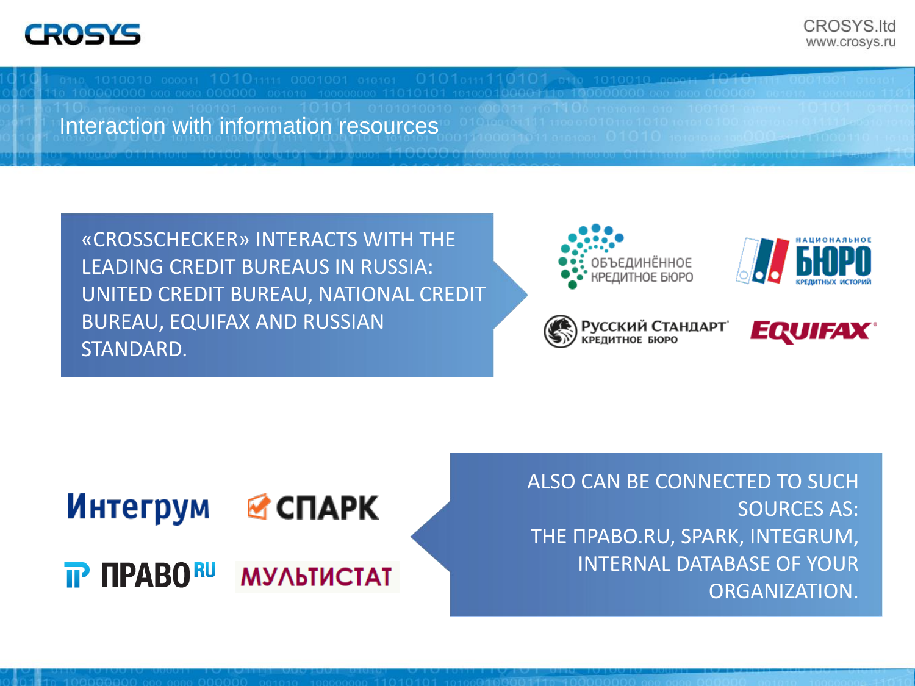# Interaction with information resources

«CROSSCHECKER» INTERACTS WITH THE LEADING CREDIT BUREAUS IN RUSSIA: UNITED CREDIT BUREAU, NATIONAL CREDIT BUREAU, EQUIFAX AND RUSSIAN STANDARD.

ОБЪЕДИНЁННОЕ КРЕДИТНОЕ БЮРО

НАЦИОНАЛЬНОЕ БЮРО КРЕДИТНЫХ ИСТОРИЙ

РУССКИЙ СТАНДАРТ КРЕДИТНОЕ БЮРО

EQUIFAX

Интегрум

СПАРК

ПРАВО.RU

МУЛЬТИСТАТ

ALSO CAN BE CONNECTED TO SUCH SOURCES AS:
THE ПРАВО.RU, SPARK, INTEGRUM, INTERNAL DATABASE OF YOUR ORGANIZATION.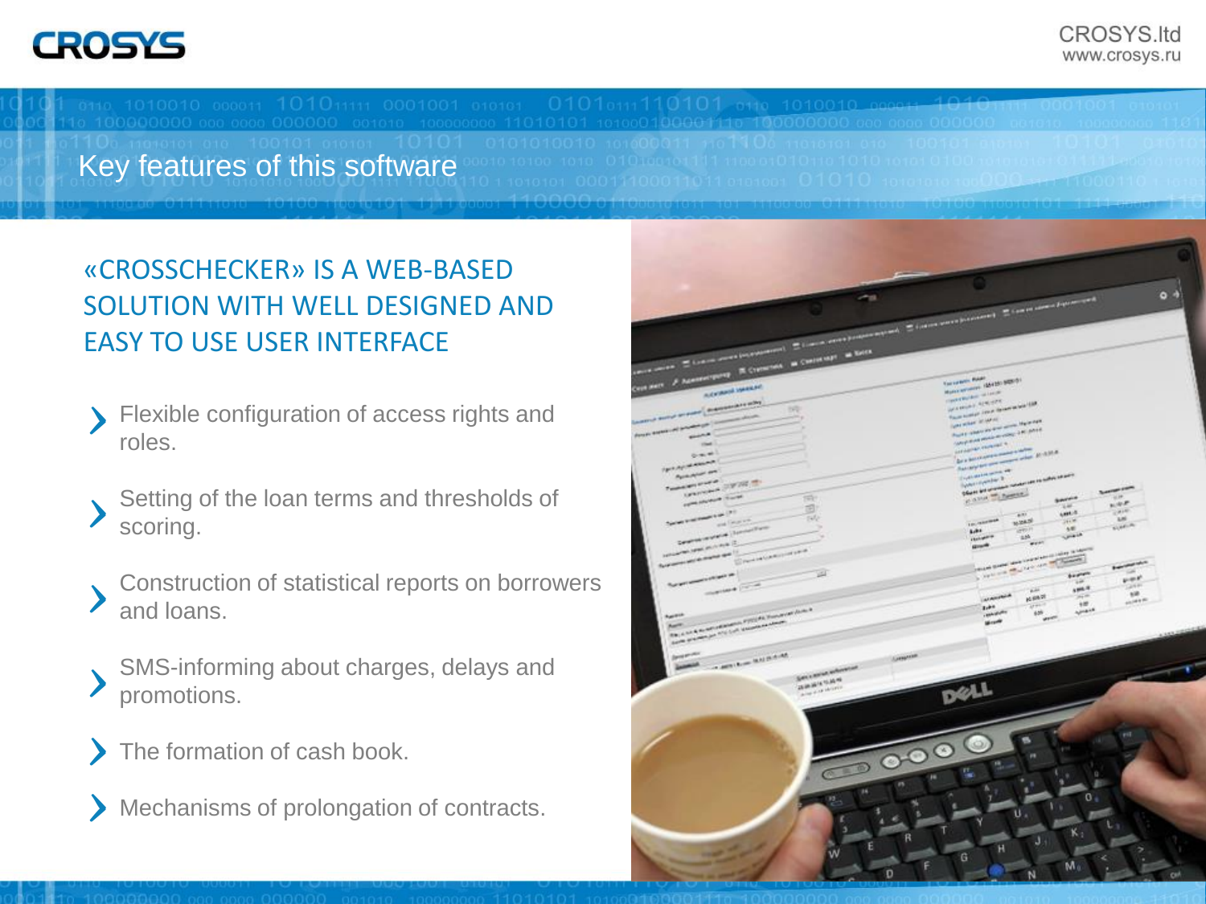## Key features of this software

### «CROSSCHECKER» IS A WEB-BASED SOLUTION WITH WELL DESIGNED AND EASY TO USE USER INTERFACE

- Flexible configuration of access rights and roles.
- Setting of the loan terms and thresholds of scoring.
- Construction of statistical reports on borrowers and loans.
- SMS-informing about charges, delays and promotions.
- The formation of cash book.
- Mechanisms of prolongation of contracts.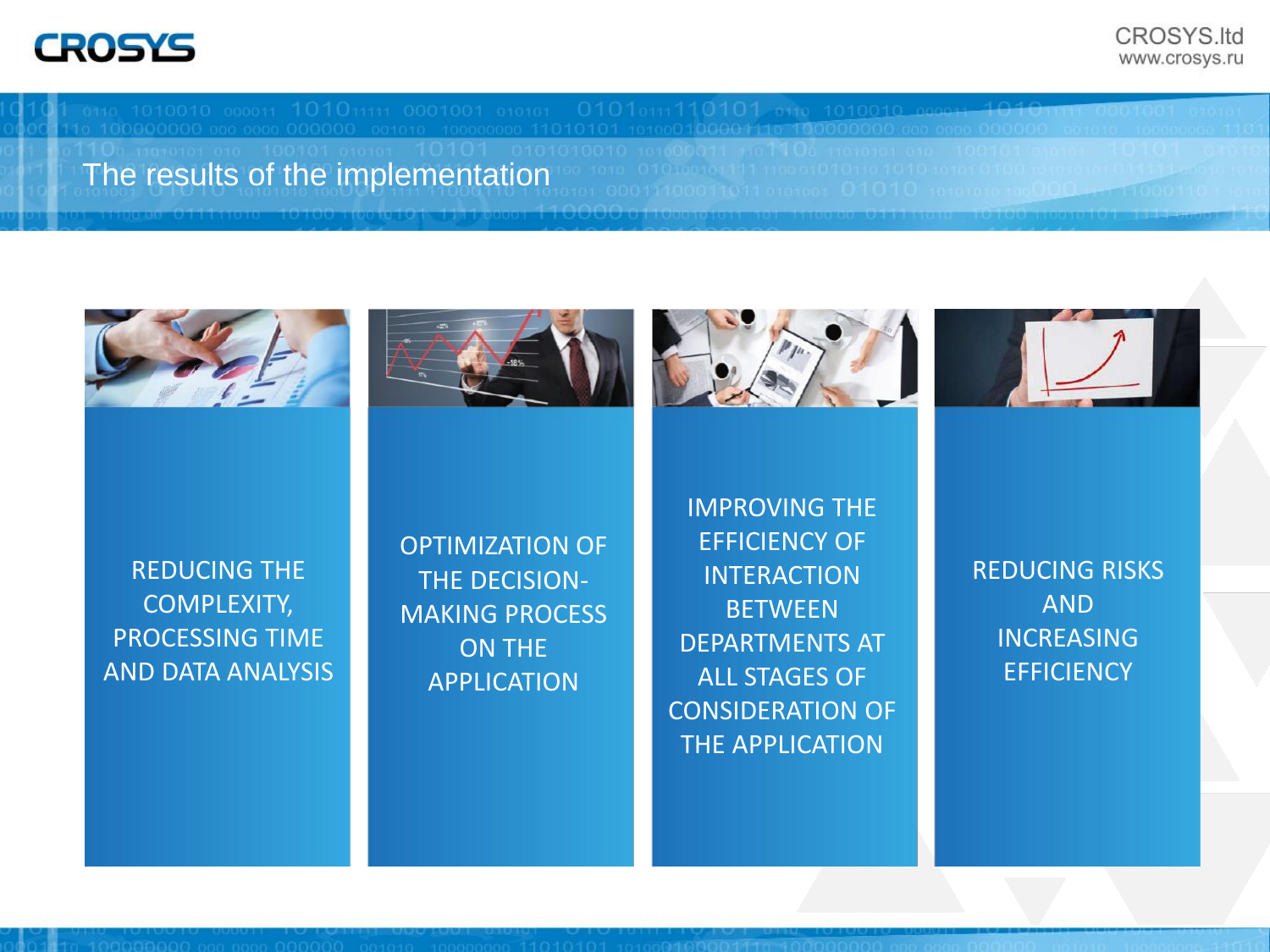# The results of the implementation

- REDUCING THE COMPLEXITY, PROCESSING TIME AND DATA ANALYSIS
- OPTIMIZATION OF THE DECISION-MAKING PROCESS ON THE APPLICATION
- IMPROVING THE EFFICIENCY OF INTERACTION BETWEEN DEPARTMENTS AT ALL STAGES OF CONSIDERATION OF THE APPLICATION
- REDUCING RISKS AND INCREASING EFFICIENCY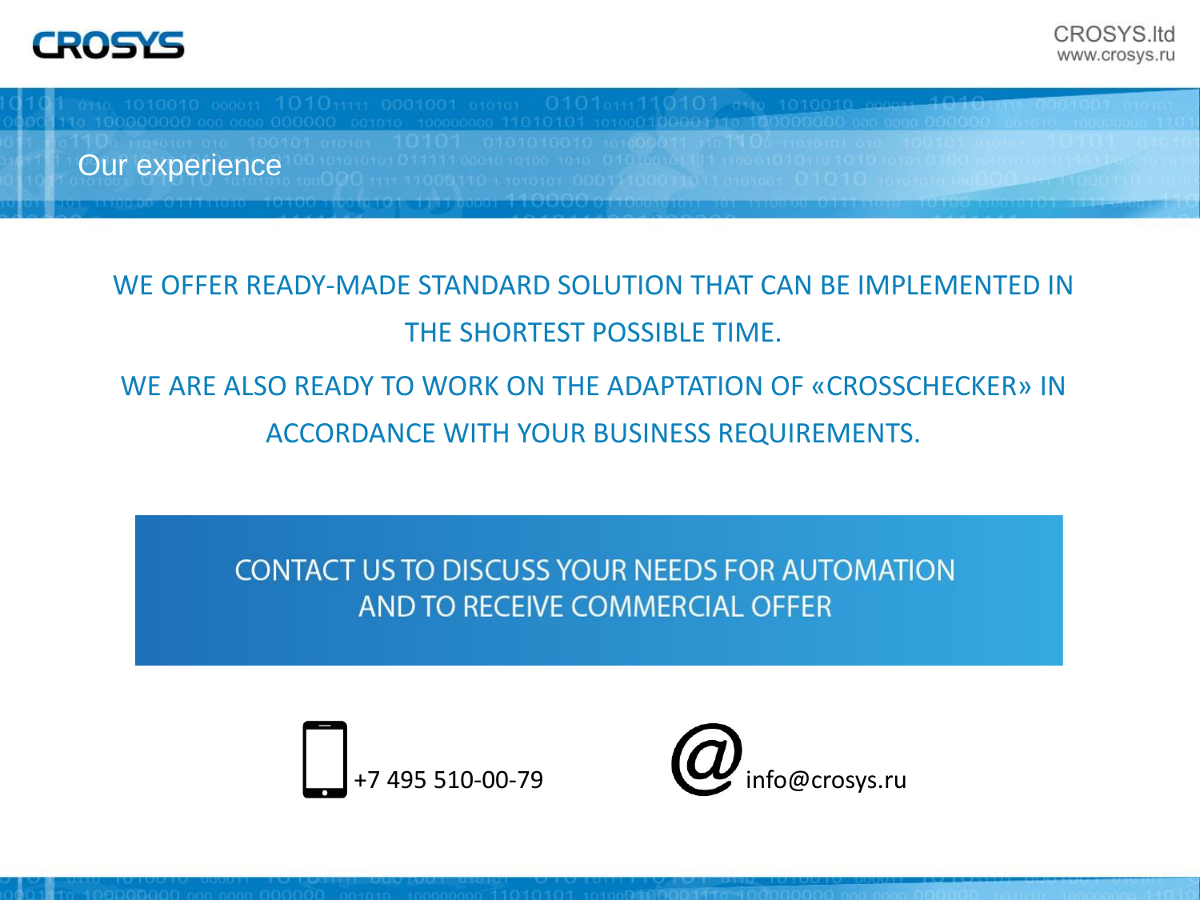## Our experience

WE OFFER READY-MADE STANDARD SOLUTION THAT CAN BE IMPLEMENTED IN THE SHORTEST POSSIBLE TIME.

WE ARE ALSO READY TO WORK ON THE ADAPTATION OF «CROSSCHECKER» IN ACCORDANCE WITH YOUR BUSINESS REQUIREMENTS.

CONTACT US TO DISCUSS YOUR NEEDS FOR AUTOMATION AND TO RECEIVE COMMERCIAL OFFER

+7 495 510-00-79

info@crosys.ru